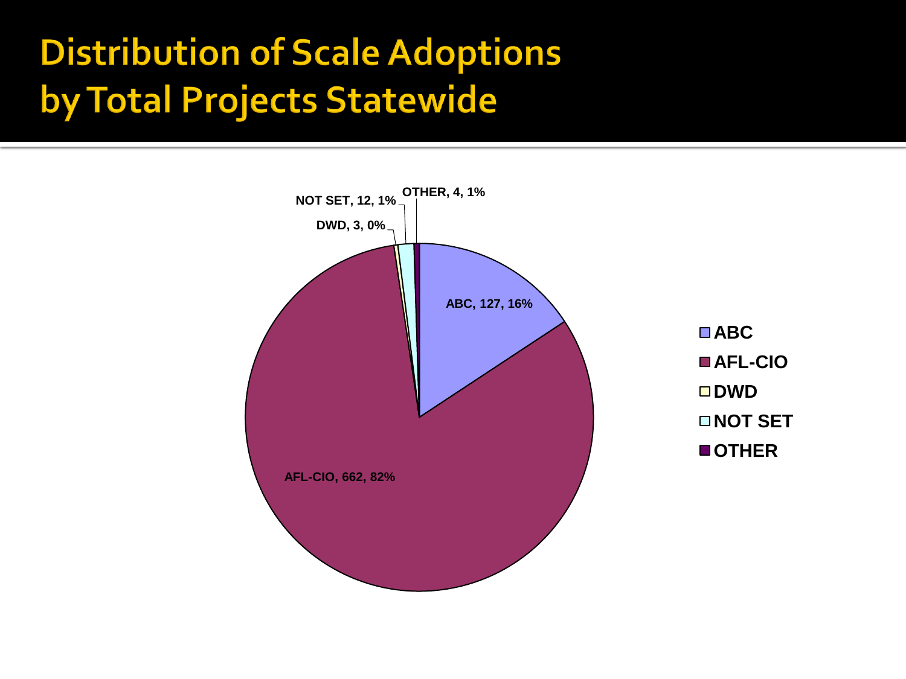# Distribution of Scale Adoptions by Total Projects Statewide

OTHER, 4, 1%

NOT SET, 12, 1%

DWD, 3, 0%

ABC, 127, 16%

AFL-CIO, 662, 82%

- ABC
- AFL-CIO
- DWD
- NOT SET
- OTHER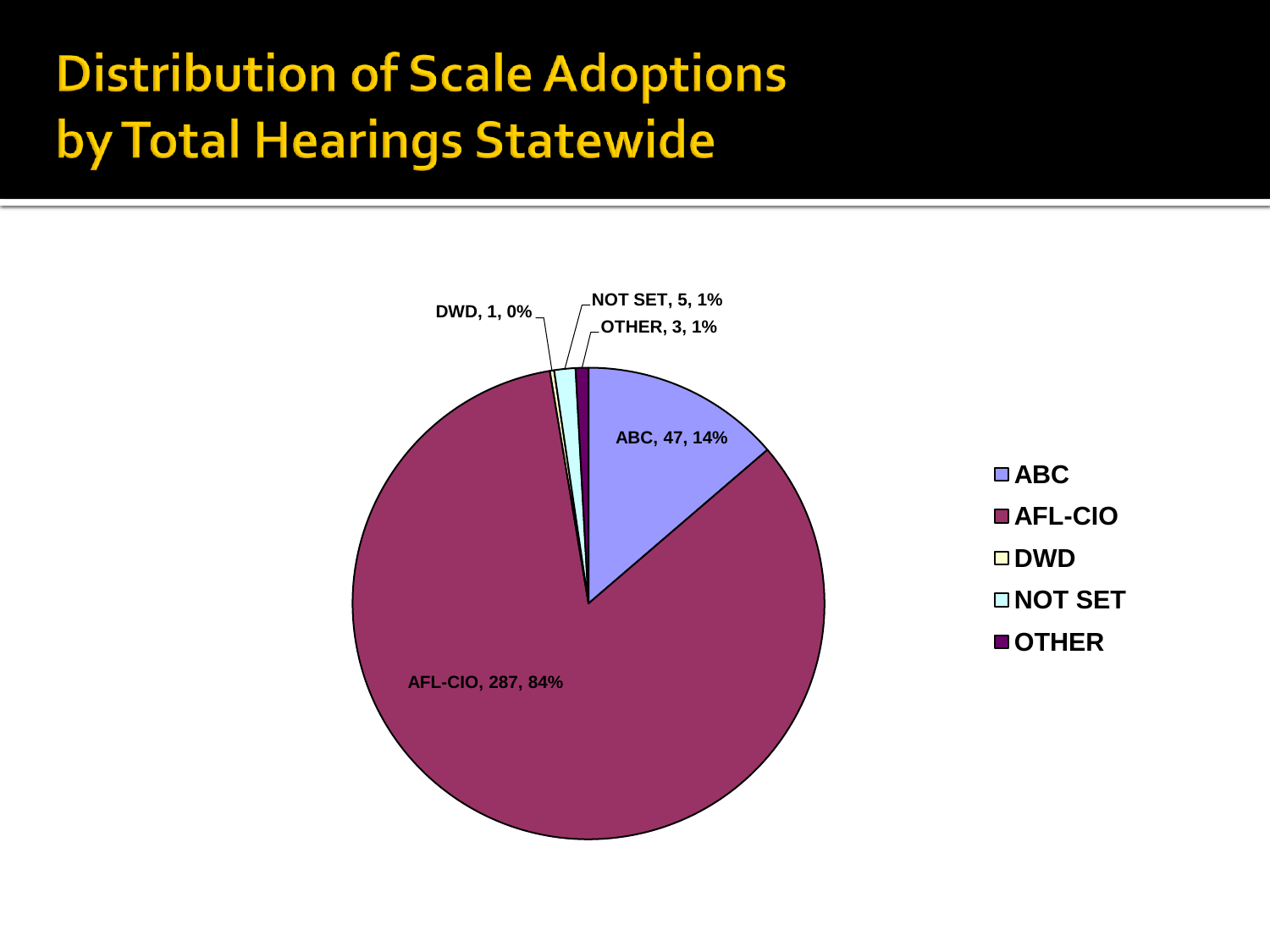# Distribution of Scale Adoptions by Total Hearings Statewide

DWD, 1, 0%

NOT SET, 5, 1%

OTHER, 3, 1%

ABC, 47, 14%

AFL-CIO, 287, 84%

- ABC
- AFL-CIO
- DWD
- NOT SET
- OTHER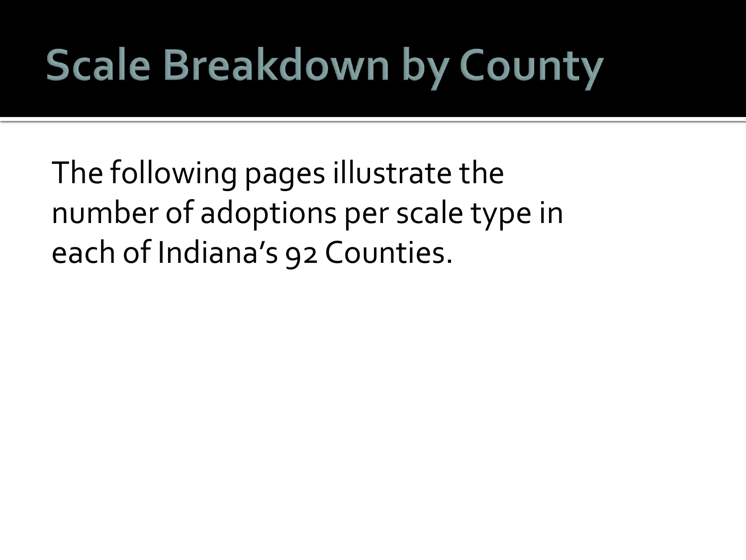# Scale Breakdown by County

The following pages illustrate the number of adoptions per scale type in each of Indiana's 92 Counties.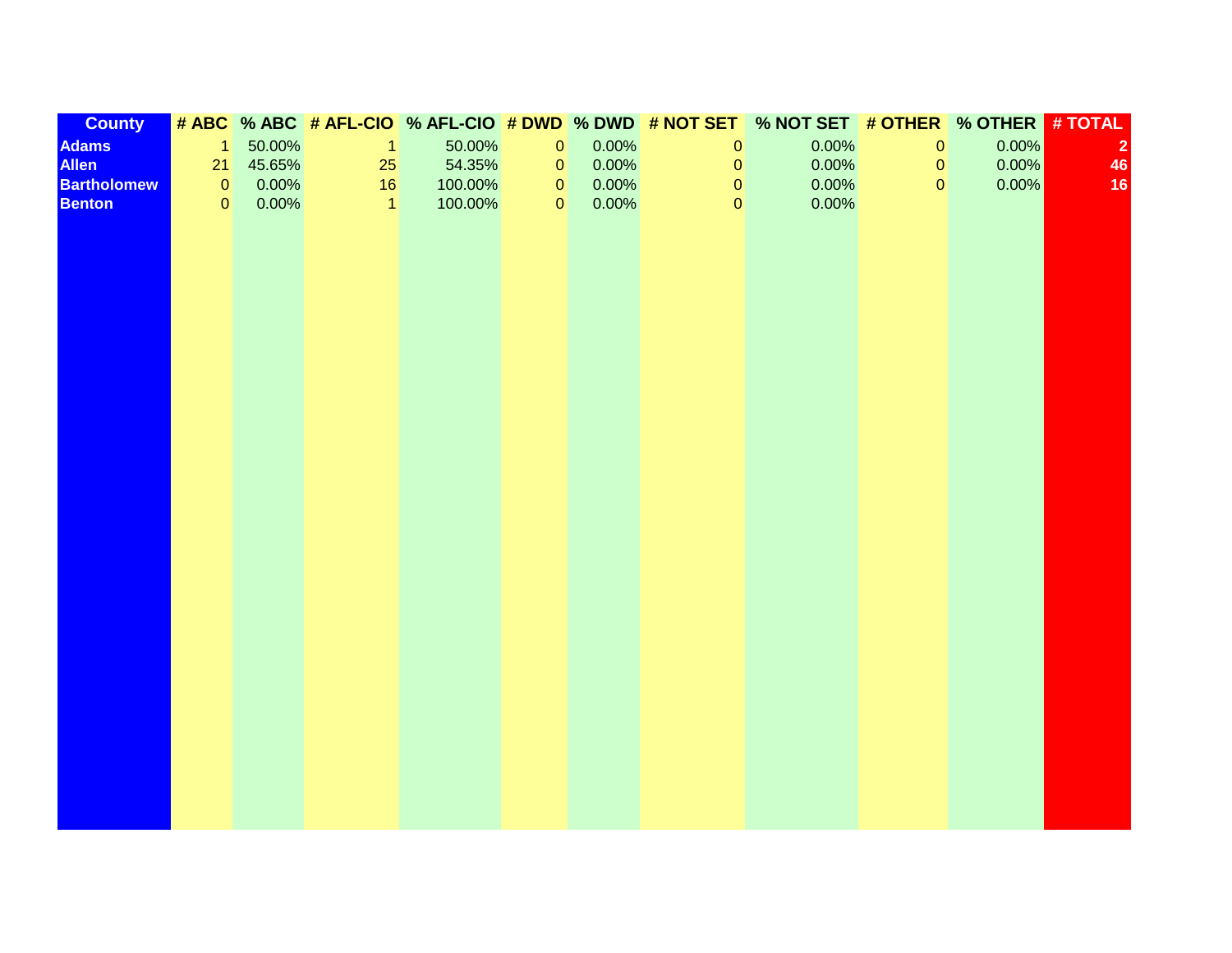| County | # ABC | % ABC | # AFL-CIO | % AFL-CIO | # DWD | % DWD | # NOT SET | % NOT SET | # OTHER | % OTHER | # TOTAL |
|---|---|---|---|---|---|---|---|---|---|---|---|
| Adams | 1 | 50.00% | 1 | 50.00% | 0 | 0.00% | 0 | 0.00% | 0 | 0.00% | 2 |
| Allen | 21 | 45.65% | 25 | 54.35% | 0 | 0.00% | 0 | 0.00% | 0 | 0.00% | 46 |
| Bartholomew | 0 | 0.00% | 16 | 100.00% | 0 | 0.00% | 0 | 0.00% | 0 | 0.00% | 16 |
| Benton | 0 | 0.00% | 1 | 100.00% | 0 | 0.00% | 0 | 0.00% | | | |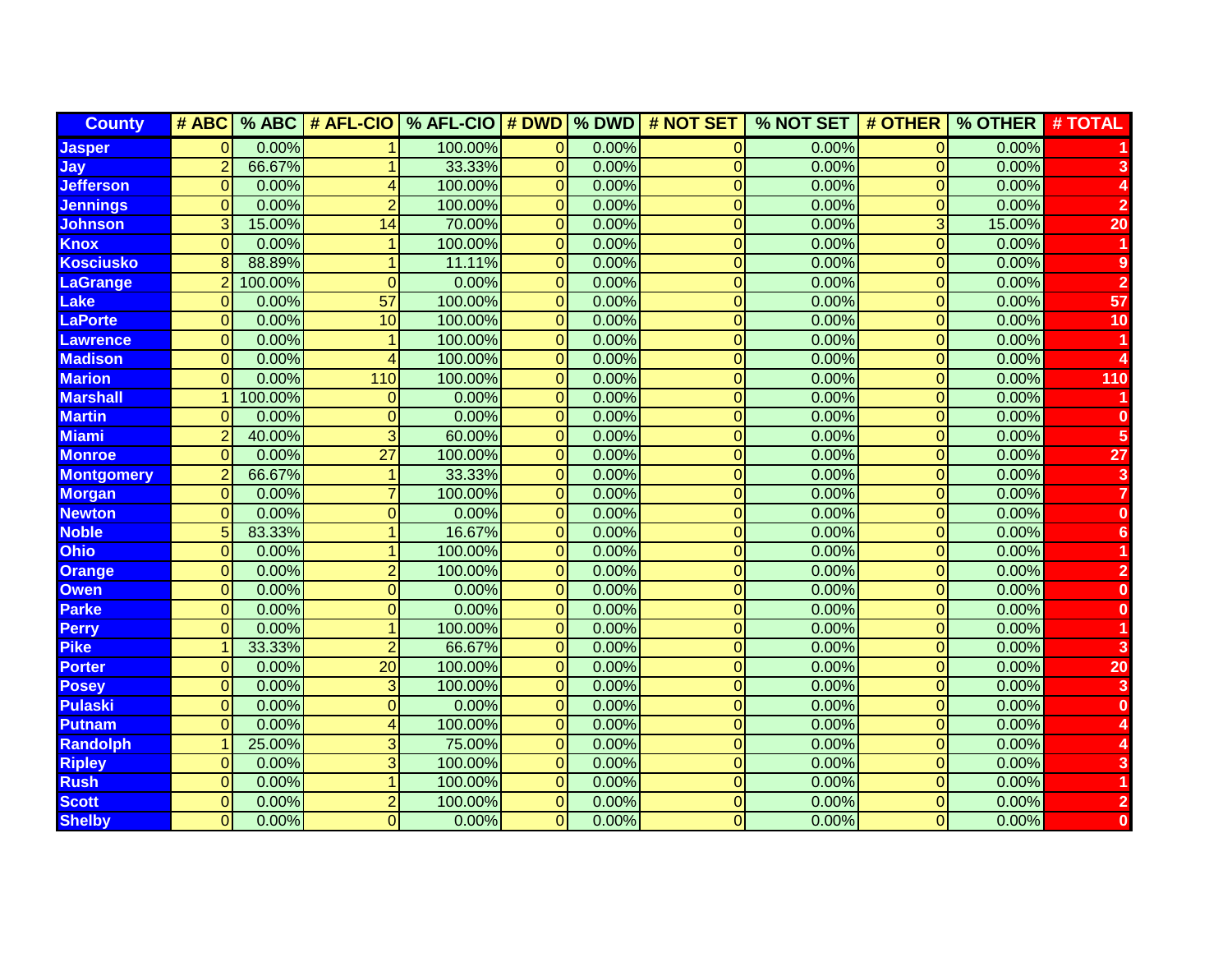| County | # ABC | % ABC | # AFL-CIO | % AFL-CIO | # DWD | % DWD | # NOT SET | % NOT SET | # OTHER | % OTHER | # TOTAL |
|---|---|---|---|---|---|---|---|---|---|---|---|
| Jasper | 0 | 0.00% | 1 | 100.00% | 0 | 0.00% | 0 | 0.00% | 0 | 0.00% | 1 |
| Jay | 2 | 66.67% | 1 | 33.33% | 0 | 0.00% | 0 | 0.00% | 0 | 0.00% | 3 |
| Jefferson | 0 | 0.00% | 4 | 100.00% | 0 | 0.00% | 0 | 0.00% | 0 | 0.00% | 4 |
| Jennings | 0 | 0.00% | 2 | 100.00% | 0 | 0.00% | 0 | 0.00% | 0 | 0.00% | 2 |
| Johnson | 3 | 15.00% | 14 | 70.00% | 0 | 0.00% | 0 | 0.00% | 3 | 15.00% | 20 |
| Knox | 0 | 0.00% | 1 | 100.00% | 0 | 0.00% | 0 | 0.00% | 0 | 0.00% | 1 |
| Kosciusko | 8 | 88.89% | 1 | 11.11% | 0 | 0.00% | 0 | 0.00% | 0 | 0.00% | 9 |
| LaGrange | 2 | 100.00% | 0 | 0.00% | 0 | 0.00% | 0 | 0.00% | 0 | 0.00% | 2 |
| Lake | 0 | 0.00% | 57 | 100.00% | 0 | 0.00% | 0 | 0.00% | 0 | 0.00% | 57 |
| LaPorte | 0 | 0.00% | 10 | 100.00% | 0 | 0.00% | 0 | 0.00% | 0 | 0.00% | 10 |
| Lawrence | 0 | 0.00% | 1 | 100.00% | 0 | 0.00% | 0 | 0.00% | 0 | 0.00% | 1 |
| Madison | 0 | 0.00% | 4 | 100.00% | 0 | 0.00% | 0 | 0.00% | 0 | 0.00% | 4 |
| Marion | 0 | 0.00% | 110 | 100.00% | 0 | 0.00% | 0 | 0.00% | 0 | 0.00% | 110 |
| Marshall | 1 | 100.00% | 0 | 0.00% | 0 | 0.00% | 0 | 0.00% | 0 | 0.00% | 1 |
| Martin | 0 | 0.00% | 0 | 0.00% | 0 | 0.00% | 0 | 0.00% | 0 | 0.00% | 0 |
| Miami | 2 | 40.00% | 3 | 60.00% | 0 | 0.00% | 0 | 0.00% | 0 | 0.00% | 5 |
| Monroe | 0 | 0.00% | 27 | 100.00% | 0 | 0.00% | 0 | 0.00% | 0 | 0.00% | 27 |
| Montgomery | 2 | 66.67% | 1 | 33.33% | 0 | 0.00% | 0 | 0.00% | 0 | 0.00% | 3 |
| Morgan | 0 | 0.00% | 7 | 100.00% | 0 | 0.00% | 0 | 0.00% | 0 | 0.00% | 7 |
| Newton | 0 | 0.00% | 0 | 0.00% | 0 | 0.00% | 0 | 0.00% | 0 | 0.00% | 0 |
| Noble | 5 | 83.33% | 1 | 16.67% | 0 | 0.00% | 0 | 0.00% | 0 | 0.00% | 6 |
| Ohio | 0 | 0.00% | 1 | 100.00% | 0 | 0.00% | 0 | 0.00% | 0 | 0.00% | 1 |
| Orange | 0 | 0.00% | 2 | 100.00% | 0 | 0.00% | 0 | 0.00% | 0 | 0.00% | 2 |
| Owen | 0 | 0.00% | 0 | 0.00% | 0 | 0.00% | 0 | 0.00% | 0 | 0.00% | 0 |
| Parke | 0 | 0.00% | 0 | 0.00% | 0 | 0.00% | 0 | 0.00% | 0 | 0.00% | 0 |
| Perry | 0 | 0.00% | 1 | 100.00% | 0 | 0.00% | 0 | 0.00% | 0 | 0.00% | 1 |
| Pike | 1 | 33.33% | 2 | 66.67% | 0 | 0.00% | 0 | 0.00% | 0 | 0.00% | 3 |
| Porter | 0 | 0.00% | 20 | 100.00% | 0 | 0.00% | 0 | 0.00% | 0 | 0.00% | 20 |
| Posey | 0 | 0.00% | 3 | 100.00% | 0 | 0.00% | 0 | 0.00% | 0 | 0.00% | 3 |
| Pulaski | 0 | 0.00% | 0 | 0.00% | 0 | 0.00% | 0 | 0.00% | 0 | 0.00% | 0 |
| Putnam | 0 | 0.00% | 4 | 100.00% | 0 | 0.00% | 0 | 0.00% | 0 | 0.00% | 4 |
| Randolph | 1 | 25.00% | 3 | 75.00% | 0 | 0.00% | 0 | 0.00% | 0 | 0.00% | 4 |
| Ripley | 0 | 0.00% | 3 | 100.00% | 0 | 0.00% | 0 | 0.00% | 0 | 0.00% | 3 |
| Rush | 0 | 0.00% | 1 | 100.00% | 0 | 0.00% | 0 | 0.00% | 0 | 0.00% | 1 |
| Scott | 0 | 0.00% | 2 | 100.00% | 0 | 0.00% | 0 | 0.00% | 0 | 0.00% | 2 |
| Shelby | 0 | 0.00% | 0 | 0.00% | 0 | 0.00% | 0 | 0.00% | 0 | 0.00% | 0 |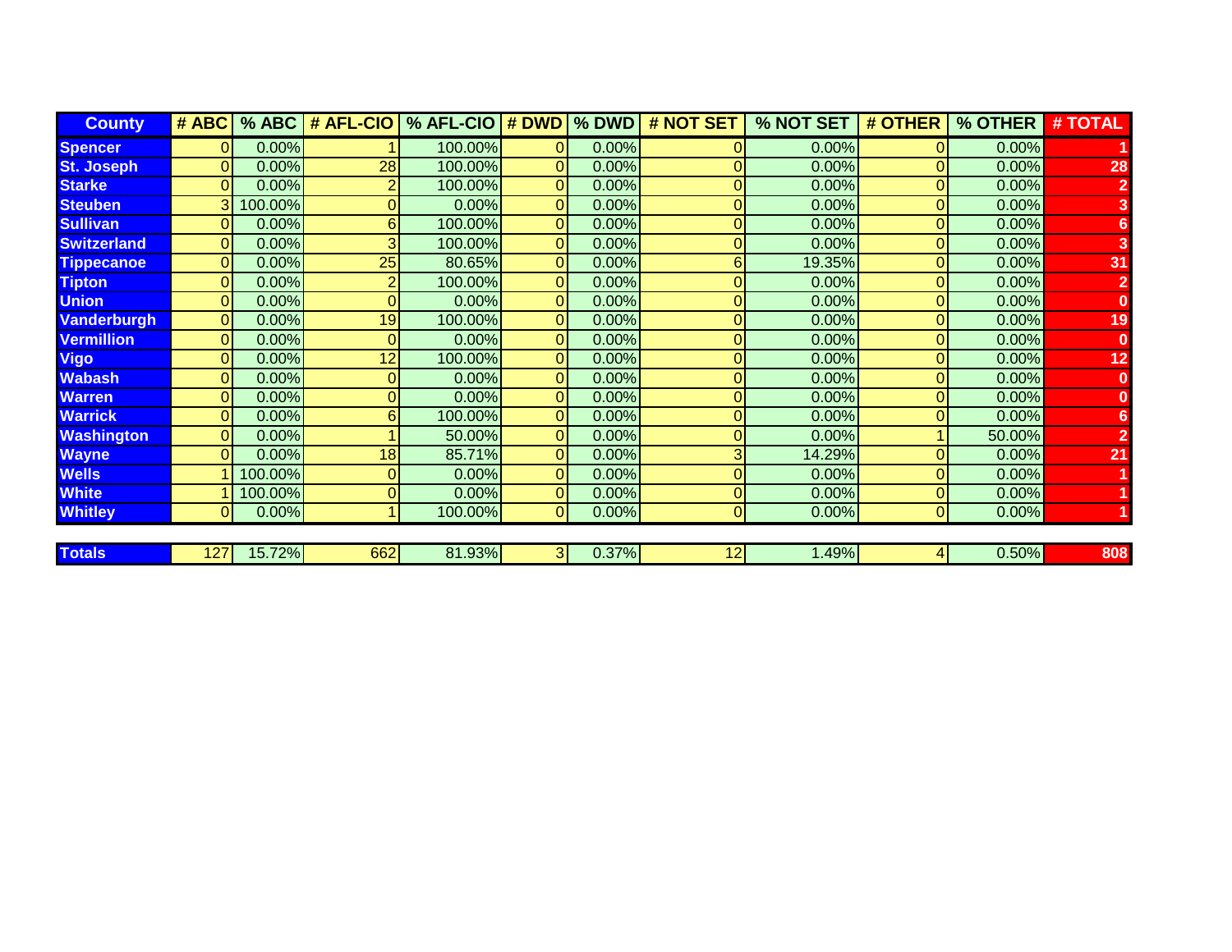| County | # ABC | % ABC | # AFL-CIO | % AFL-CIO | # DWD | % DWD | # NOT SET | % NOT SET | # OTHER | % OTHER | # TOTAL |
|---|---|---|---|---|---|---|---|---|---|---|---|
| Spencer | 0 | 0.00% | 1 | 100.00% | 0 | 0.00% | 0 | 0.00% | 0 | 0.00% | 1 |
| St. Joseph | 0 | 0.00% | 28 | 100.00% | 0 | 0.00% | 0 | 0.00% | 0 | 0.00% | 28 |
| Starke | 0 | 0.00% | 2 | 100.00% | 0 | 0.00% | 0 | 0.00% | 0 | 0.00% | 2 |
| Steuben | 3 | 100.00% | 0 | 0.00% | 0 | 0.00% | 0 | 0.00% | 0 | 0.00% | 3 |
| Sullivan | 0 | 0.00% | 6 | 100.00% | 0 | 0.00% | 0 | 0.00% | 0 | 0.00% | 6 |
| Switzerland | 0 | 0.00% | 3 | 100.00% | 0 | 0.00% | 0 | 0.00% | 0 | 0.00% | 3 |
| Tippecanoe | 0 | 0.00% | 25 | 80.65% | 0 | 0.00% | 6 | 19.35% | 0 | 0.00% | 31 |
| Tipton | 0 | 0.00% | 2 | 100.00% | 0 | 0.00% | 0 | 0.00% | 0 | 0.00% | 2 |
| Union | 0 | 0.00% | 0 | 0.00% | 0 | 0.00% | 0 | 0.00% | 0 | 0.00% | 0 |
| Vanderburgh | 0 | 0.00% | 19 | 100.00% | 0 | 0.00% | 0 | 0.00% | 0 | 0.00% | 19 |
| Vermillion | 0 | 0.00% | 0 | 0.00% | 0 | 0.00% | 0 | 0.00% | 0 | 0.00% | 0 |
| Vigo | 0 | 0.00% | 12 | 100.00% | 0 | 0.00% | 0 | 0.00% | 0 | 0.00% | 12 |
| Wabash | 0 | 0.00% | 0 | 0.00% | 0 | 0.00% | 0 | 0.00% | 0 | 0.00% | 0 |
| Warren | 0 | 0.00% | 0 | 0.00% | 0 | 0.00% | 0 | 0.00% | 0 | 0.00% | 0 |
| Warrick | 0 | 0.00% | 6 | 100.00% | 0 | 0.00% | 0 | 0.00% | 0 | 0.00% | 6 |
| Washington | 0 | 0.00% | 1 | 50.00% | 0 | 0.00% | 0 | 0.00% | 1 | 50.00% | 2 |
| Wayne | 0 | 0.00% | 18 | 85.71% | 0 | 0.00% | 3 | 14.29% | 0 | 0.00% | 21 |
| Wells | 1 | 100.00% | 0 | 0.00% | 0 | 0.00% | 0 | 0.00% | 0 | 0.00% | 1 |
| White | 1 | 100.00% | 0 | 0.00% | 0 | 0.00% | 0 | 0.00% | 0 | 0.00% | 1 |
| Whitley | 0 | 0.00% | 1 | 100.00% | 0 | 0.00% | 0 | 0.00% | 0 | 0.00% | 1 |
| Totals | 127 | 15.72% | 662 | 81.93% | 3 | 0.37% | 12 | 1.49% | 4 | 0.50% | 808 |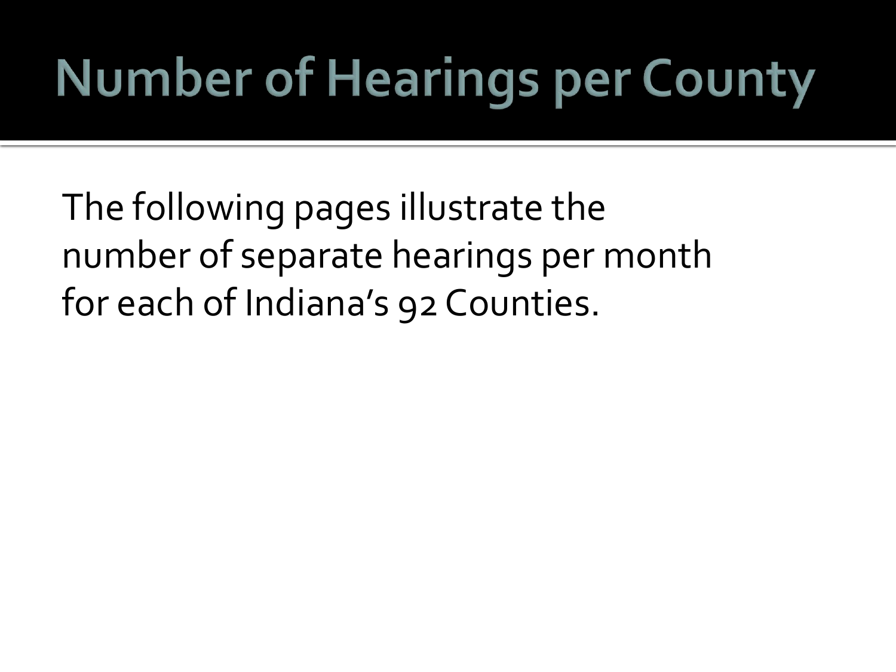# Number of Hearings per County

The following pages illustrate the number of separate hearings per month for each of Indiana's 92 Counties.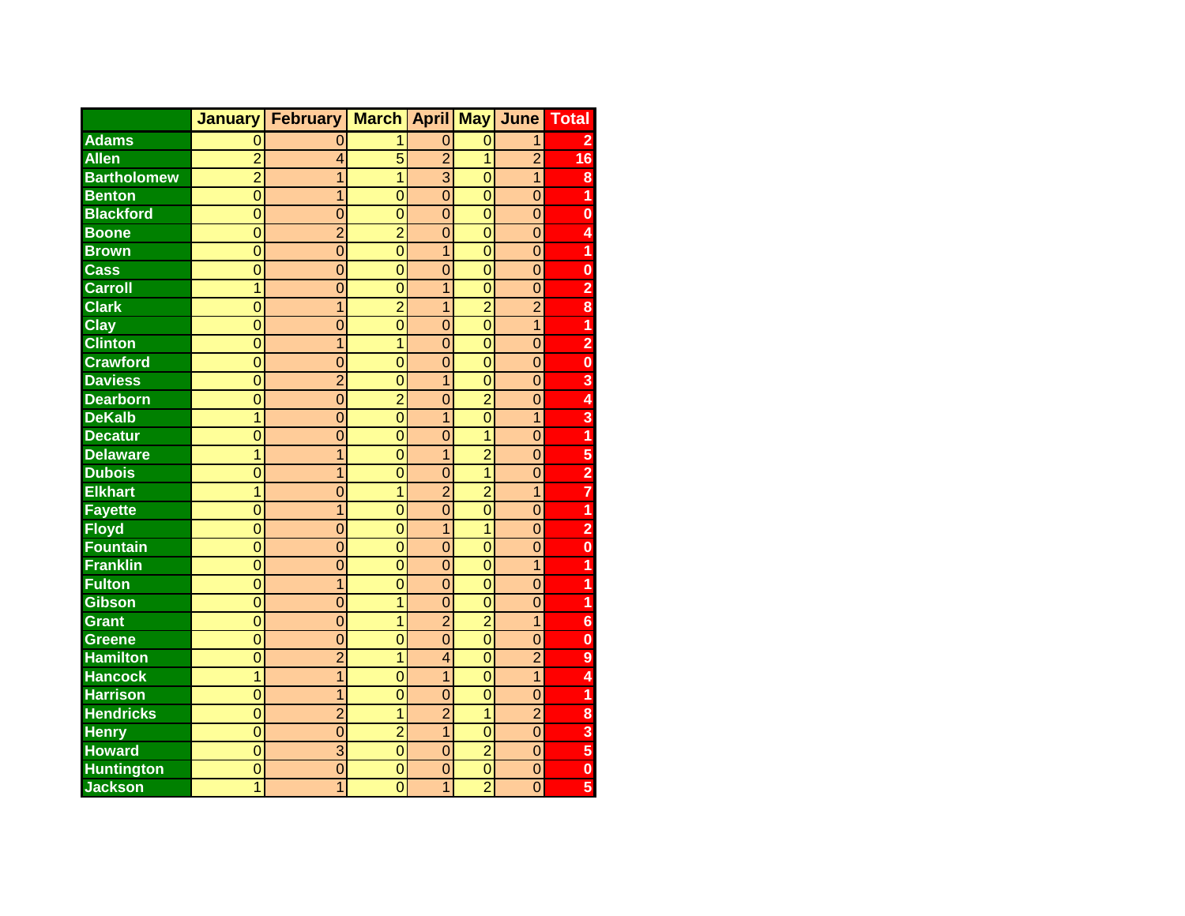| | January | February | March | April | May | June | Total |
|---|---|---|---|---|---|---|---|
| Adams | 0 | 0 | 1 | 0 | 0 | 1 | 2 |
| Allen | 2 | 4 | 5 | 2 | 1 | 2 | 16 |
| Bartholomew | 2 | 1 | 1 | 3 | 0 | 1 | 8 |
| Benton | 0 | 1 | 0 | 0 | 0 | 0 | 1 |
| Blackford | 0 | 0 | 0 | 0 | 0 | 0 | 0 |
| Boone | 0 | 2 | 2 | 0 | 0 | 0 | 4 |
| Brown | 0 | 0 | 0 | 1 | 0 | 0 | 1 |
| Cass | 0 | 0 | 0 | 0 | 0 | 0 | 0 |
| Carroll | 1 | 0 | 0 | 1 | 0 | 0 | 2 |
| Clark | 0 | 1 | 2 | 1 | 2 | 2 | 8 |
| Clay | 0 | 0 | 0 | 0 | 0 | 1 | 1 |
| Clinton | 0 | 1 | 1 | 0 | 0 | 0 | 2 |
| Crawford | 0 | 0 | 0 | 0 | 0 | 0 | 0 |
| Daviess | 0 | 2 | 0 | 1 | 0 | 0 | 3 |
| Dearborn | 0 | 0 | 2 | 0 | 2 | 0 | 4 |
| DeKalb | 1 | 0 | 0 | 1 | 0 | 1 | 3 |
| Decatur | 0 | 0 | 0 | 0 | 1 | 0 | 1 |
| Delaware | 1 | 1 | 0 | 1 | 2 | 0 | 5 |
| Dubois | 0 | 1 | 0 | 0 | 1 | 0 | 2 |
| Elkhart | 1 | 0 | 1 | 2 | 2 | 1 | 7 |
| Fayette | 0 | 1 | 0 | 0 | 0 | 0 | 1 |
| Floyd | 0 | 0 | 0 | 1 | 1 | 0 | 2 |
| Fountain | 0 | 0 | 0 | 0 | 0 | 0 | 0 |
| Franklin | 0 | 0 | 0 | 0 | 0 | 1 | 1 |
| Fulton | 0 | 1 | 0 | 0 | 0 | 0 | 1 |
| Gibson | 0 | 0 | 1 | 0 | 0 | 0 | 1 |
| Grant | 0 | 0 | 1 | 2 | 2 | 1 | 6 |
| Greene | 0 | 0 | 0 | 0 | 0 | 0 | 0 |
| Hamilton | 0 | 2 | 1 | 4 | 0 | 2 | 9 |
| Hancock | 1 | 1 | 0 | 1 | 0 | 1 | 4 |
| Harrison | 0 | 1 | 0 | 0 | 0 | 0 | 1 |
| Hendricks | 0 | 2 | 1 | 2 | 1 | 2 | 8 |
| Henry | 0 | 0 | 2 | 1 | 0 | 0 | 3 |
| Howard | 0 | 3 | 0 | 0 | 2 | 0 | 5 |
| Huntington | 0 | 0 | 0 | 0 | 0 | 0 | 0 |
| Jackson | 1 | 1 | 0 | 1 | 2 | 0 | 5 |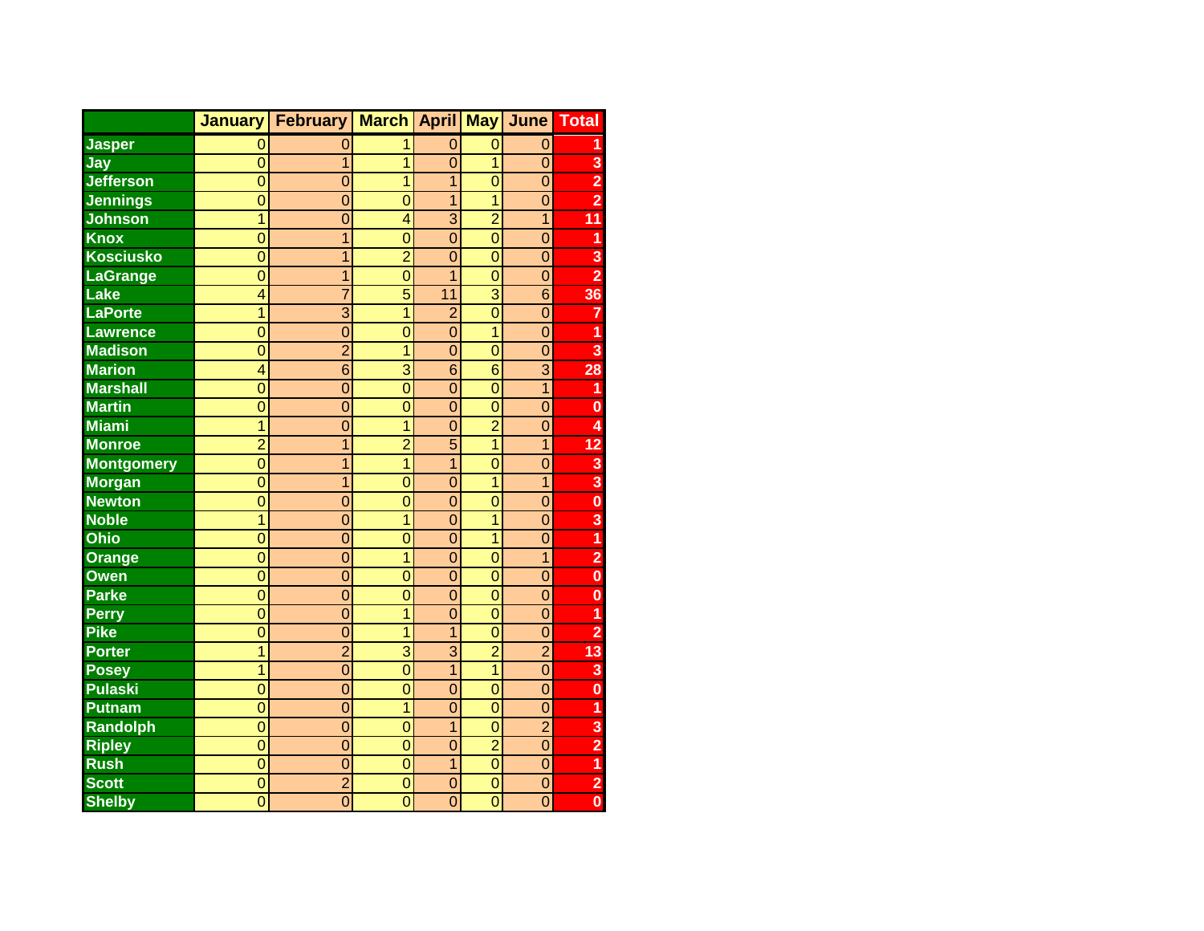| | January | February | March | April | May | June | Total |
|---|---|---|---|---|---|---|---|
| Jasper | 0 | 0 | 1 | 0 | 0 | 0 | 1 |
| Jay | 0 | 1 | 1 | 0 | 1 | 0 | 3 |
| Jefferson | 0 | 0 | 1 | 1 | 0 | 0 | 2 |
| Jennings | 0 | 0 | 0 | 1 | 1 | 0 | 2 |
| Johnson | 1 | 0 | 4 | 3 | 2 | 1 | 11 |
| Knox | 0 | 1 | 0 | 0 | 0 | 0 | 1 |
| Kosciusko | 0 | 1 | 2 | 0 | 0 | 0 | 3 |
| LaGrange | 0 | 1 | 0 | 1 | 0 | 0 | 2 |
| Lake | 4 | 7 | 5 | 11 | 3 | 6 | 36 |
| LaPorte | 1 | 3 | 1 | 2 | 0 | 0 | 7 |
| Lawrence | 0 | 0 | 0 | 0 | 1 | 0 | 1 |
| Madison | 0 | 2 | 1 | 0 | 0 | 0 | 3 |
| Marion | 4 | 6 | 3 | 6 | 6 | 3 | 28 |
| Marshall | 0 | 0 | 0 | 0 | 0 | 1 | 1 |
| Martin | 0 | 0 | 0 | 0 | 0 | 0 | 0 |
| Miami | 1 | 0 | 1 | 0 | 2 | 0 | 4 |
| Monroe | 2 | 1 | 2 | 5 | 1 | 1 | 12 |
| Montgomery | 0 | 1 | 1 | 1 | 0 | 0 | 3 |
| Morgan | 0 | 1 | 0 | 0 | 1 | 1 | 3 |
| Newton | 0 | 0 | 0 | 0 | 0 | 0 | 0 |
| Noble | 1 | 0 | 1 | 0 | 1 | 0 | 3 |
| Ohio | 0 | 0 | 0 | 0 | 1 | 0 | 1 |
| Orange | 0 | 0 | 1 | 0 | 0 | 1 | 2 |
| Owen | 0 | 0 | 0 | 0 | 0 | 0 | 0 |
| Parke | 0 | 0 | 0 | 0 | 0 | 0 | 0 |
| Perry | 0 | 0 | 1 | 0 | 0 | 0 | 1 |
| Pike | 0 | 0 | 1 | 1 | 0 | 0 | 2 |
| Porter | 1 | 2 | 3 | 3 | 2 | 2 | 13 |
| Posey | 1 | 0 | 0 | 1 | 1 | 0 | 3 |
| Pulaski | 0 | 0 | 0 | 0 | 0 | 0 | 0 |
| Putnam | 0 | 0 | 1 | 0 | 0 | 0 | 1 |
| Randolph | 0 | 0 | 0 | 1 | 0 | 2 | 3 |
| Ripley | 0 | 0 | 0 | 0 | 2 | 0 | 2 |
| Rush | 0 | 0 | 0 | 1 | 0 | 0 | 1 |
| Scott | 0 | 2 | 0 | 0 | 0 | 0 | 2 |
| Shelby | 0 | 0 | 0 | 0 | 0 | 0 | 0 |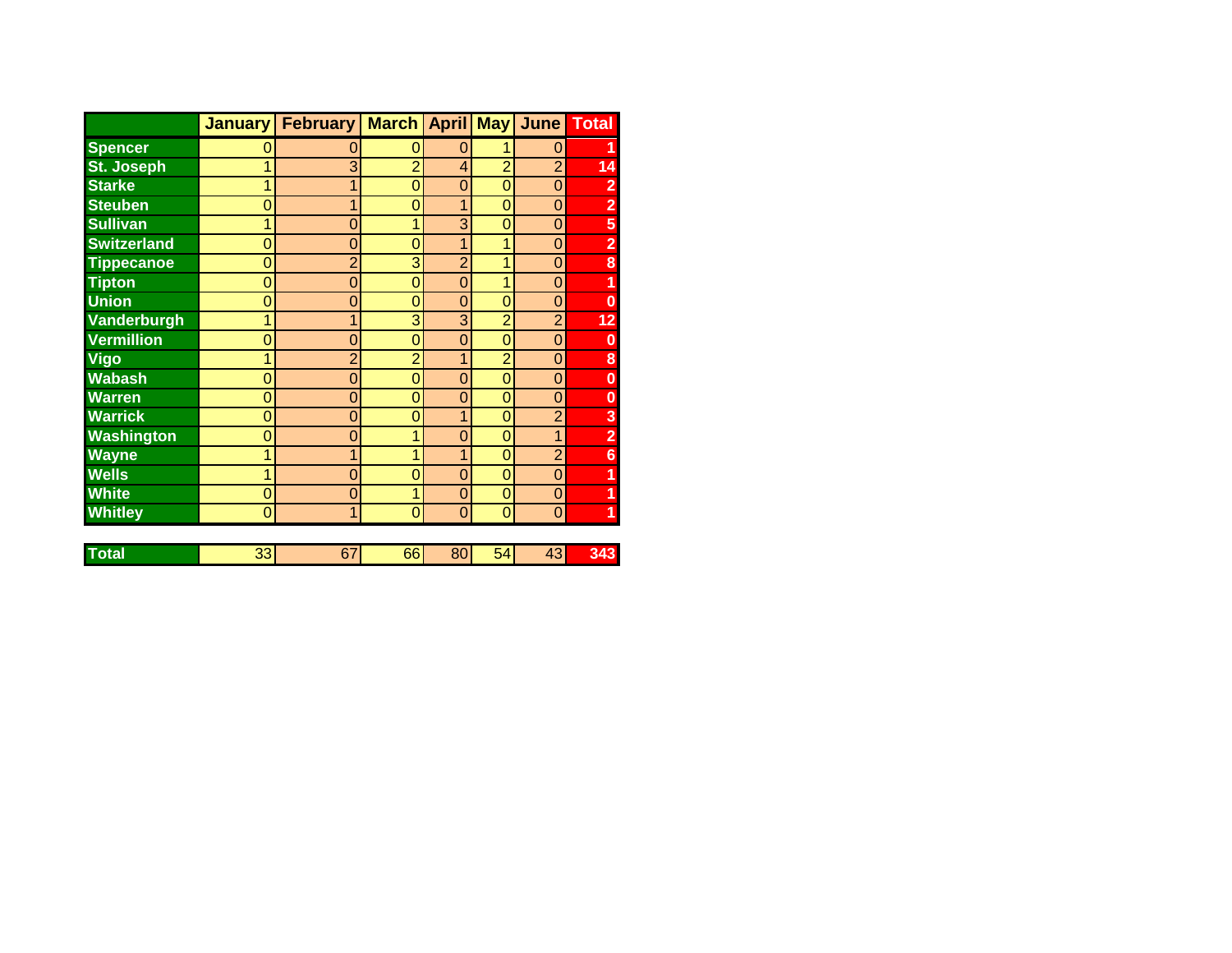| | January | February | March | April | May | June | Total |
|---|---|---|---|---|---|---|---|
| Spencer | 0 | 0 | 0 | 0 | 1 | 0 | 1 |
| St. Joseph | 1 | 3 | 2 | 4 | 2 | 2 | 14 |
| Starke | 1 | 1 | 0 | 0 | 0 | 0 | 2 |
| Steuben | 0 | 1 | 0 | 1 | 0 | 0 | 2 |
| Sullivan | 1 | 0 | 1 | 3 | 0 | 0 | 5 |
| Switzerland | 0 | 0 | 0 | 1 | 1 | 0 | 2 |
| Tippecanoe | 0 | 2 | 3 | 2 | 1 | 0 | 8 |
| Tipton | 0 | 0 | 0 | 0 | 1 | 0 | 1 |
| Union | 0 | 0 | 0 | 0 | 0 | 0 | 0 |
| Vanderburgh | 1 | 1 | 3 | 3 | 2 | 2 | 12 |
| Vermillion | 0 | 0 | 0 | 0 | 0 | 0 | 0 |
| Vigo | 1 | 2 | 2 | 1 | 2 | 0 | 8 |
| Wabash | 0 | 0 | 0 | 0 | 0 | 0 | 0 |
| Warren | 0 | 0 | 0 | 0 | 0 | 0 | 0 |
| Warrick | 0 | 0 | 0 | 1 | 0 | 2 | 3 |
| Washington | 0 | 0 | 1 | 0 | 0 | 1 | 2 |
| Wayne | 1 | 1 | 1 | 1 | 0 | 2 | 6 |
| Wells | 1 | 0 | 0 | 0 | 0 | 0 | 1 |
| White | 0 | 0 | 1 | 0 | 0 | 0 | 1 |
| Whitley | 0 | 1 | 0 | 0 | 0 | 0 | 1 |
| Total | 33 | 67 | 66 | 80 | 54 | 43 | 343 |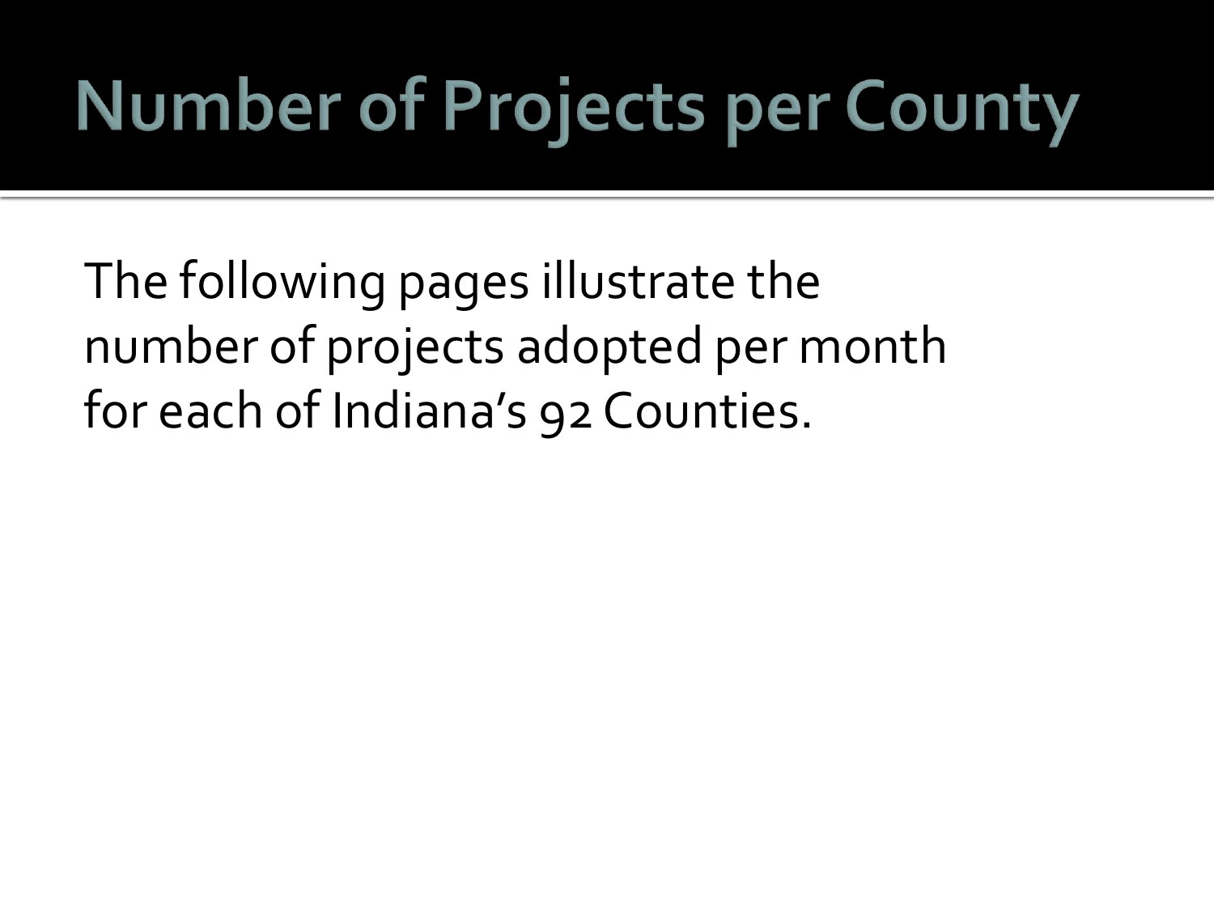# Number of Projects per County

The following pages illustrate the number of projects adopted per month for each of Indiana's 92 Counties.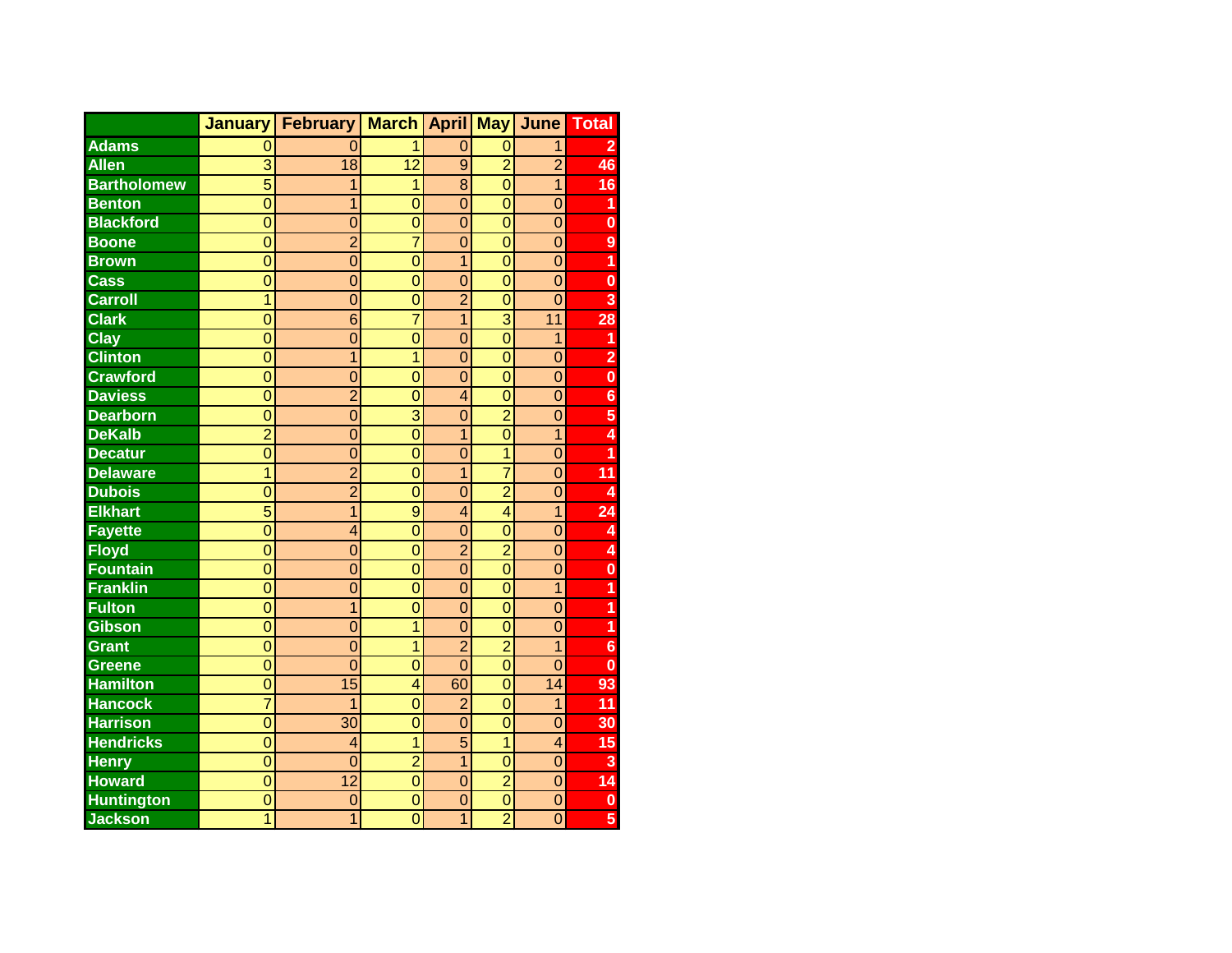| | January | February | March | April | May | June | Total |
|---|---|---|---|---|---|---|---|
| Adams | 0 | 0 | 1 | 0 | 0 | 1 | 2 |
| Allen | 3 | 18 | 12 | 9 | 2 | 2 | 46 |
| Bartholomew | 5 | 1 | 1 | 8 | 0 | 1 | 16 |
| Benton | 0 | 1 | 0 | 0 | 0 | 0 | 1 |
| Blackford | 0 | 0 | 0 | 0 | 0 | 0 | 0 |
| Boone | 0 | 2 | 7 | 0 | 0 | 0 | 9 |
| Brown | 0 | 0 | 0 | 1 | 0 | 0 | 1 |
| Cass | 0 | 0 | 0 | 0 | 0 | 0 | 0 |
| Carroll | 1 | 0 | 0 | 2 | 0 | 0 | 3 |
| Clark | 0 | 6 | 7 | 1 | 3 | 11 | 28 |
| Clay | 0 | 0 | 0 | 0 | 0 | 1 | 1 |
| Clinton | 0 | 1 | 1 | 0 | 0 | 0 | 2 |
| Crawford | 0 | 0 | 0 | 0 | 0 | 0 | 0 |
| Daviess | 0 | 2 | 0 | 4 | 0 | 0 | 6 |
| Dearborn | 0 | 0 | 3 | 0 | 2 | 0 | 5 |
| DeKalb | 2 | 0 | 0 | 1 | 0 | 1 | 4 |
| Decatur | 0 | 0 | 0 | 0 | 1 | 0 | 1 |
| Delaware | 1 | 2 | 0 | 1 | 7 | 0 | 11 |
| Dubois | 0 | 2 | 0 | 0 | 2 | 0 | 4 |
| Elkhart | 5 | 1 | 9 | 4 | 4 | 1 | 24 |
| Fayette | 0 | 4 | 0 | 0 | 0 | 0 | 4 |
| Floyd | 0 | 0 | 0 | 2 | 2 | 0 | 4 |
| Fountain | 0 | 0 | 0 | 0 | 0 | 0 | 0 |
| Franklin | 0 | 0 | 0 | 0 | 0 | 1 | 1 |
| Fulton | 0 | 1 | 0 | 0 | 0 | 0 | 1 |
| Gibson | 0 | 0 | 1 | 0 | 0 | 0 | 1 |
| Grant | 0 | 0 | 1 | 2 | 2 | 1 | 6 |
| Greene | 0 | 0 | 0 | 0 | 0 | 0 | 0 |
| Hamilton | 0 | 15 | 4 | 60 | 0 | 14 | 93 |
| Hancock | 7 | 1 | 0 | 2 | 0 | 1 | 11 |
| Harrison | 0 | 30 | 0 | 0 | 0 | 0 | 30 |
| Hendricks | 0 | 4 | 1 | 5 | 1 | 4 | 15 |
| Henry | 0 | 0 | 2 | 1 | 0 | 0 | 3 |
| Howard | 0 | 12 | 0 | 0 | 2 | 0 | 14 |
| Huntington | 0 | 0 | 0 | 0 | 0 | 0 | 0 |
| Jackson | 1 | 1 | 0 | 1 | 2 | 0 | 5 |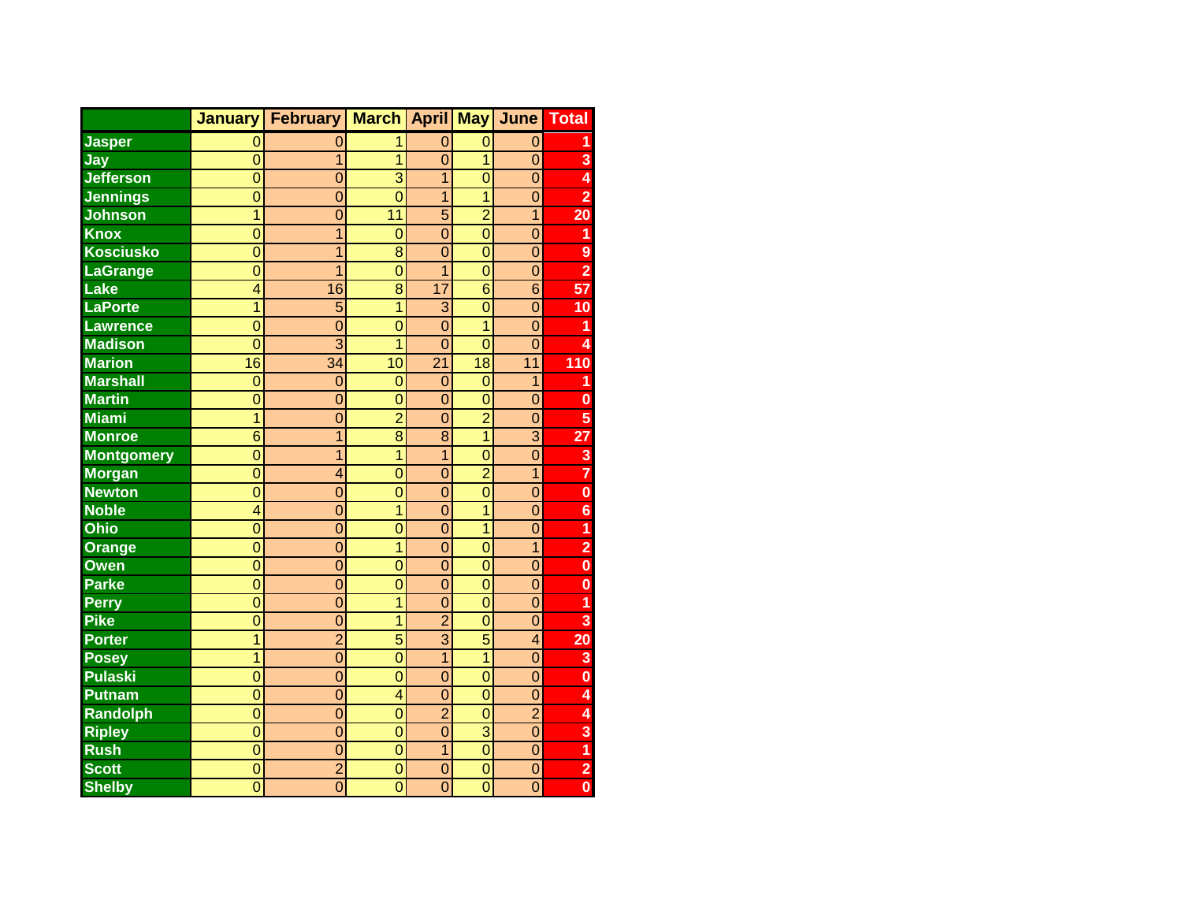| | January | February | March | April | May | June | Total |
|---|---|---|---|---|---|---|---|
| Jasper | 0 | 0 | 1 | 0 | 0 | 0 | 1 |
| Jay | 0 | 1 | 1 | 0 | 1 | 0 | 3 |
| Jefferson | 0 | 0 | 3 | 1 | 0 | 0 | 4 |
| Jennings | 0 | 0 | 0 | 1 | 1 | 0 | 2 |
| Johnson | 1 | 0 | 11 | 5 | 2 | 1 | 20 |
| Knox | 0 | 1 | 0 | 0 | 0 | 0 | 1 |
| Kosciusko | 0 | 1 | 8 | 0 | 0 | 0 | 9 |
| LaGrange | 0 | 1 | 0 | 1 | 0 | 0 | 2 |
| Lake | 4 | 16 | 8 | 17 | 6 | 6 | 57 |
| LaPorte | 1 | 5 | 1 | 3 | 0 | 0 | 10 |
| Lawrence | 0 | 0 | 0 | 0 | 1 | 0 | 1 |
| Madison | 0 | 3 | 1 | 0 | 0 | 0 | 4 |
| Marion | 16 | 34 | 10 | 21 | 18 | 11 | 110 |
| Marshall | 0 | 0 | 0 | 0 | 0 | 1 | 1 |
| Martin | 0 | 0 | 0 | 0 | 0 | 0 | 0 |
| Miami | 1 | 0 | 2 | 0 | 2 | 0 | 5 |
| Monroe | 6 | 1 | 8 | 8 | 1 | 3 | 27 |
| Montgomery | 0 | 1 | 1 | 1 | 0 | 0 | 3 |
| Morgan | 0 | 4 | 0 | 0 | 2 | 1 | 7 |
| Newton | 0 | 0 | 0 | 0 | 0 | 0 | 0 |
| Noble | 4 | 0 | 1 | 0 | 1 | 0 | 6 |
| Ohio | 0 | 0 | 0 | 0 | 1 | 0 | 1 |
| Orange | 0 | 0 | 1 | 0 | 0 | 1 | 2 |
| Owen | 0 | 0 | 0 | 0 | 0 | 0 | 0 |
| Parke | 0 | 0 | 0 | 0 | 0 | 0 | 0 |
| Perry | 0 | 0 | 1 | 0 | 0 | 0 | 1 |
| Pike | 0 | 0 | 1 | 2 | 0 | 0 | 3 |
| Porter | 1 | 2 | 5 | 3 | 5 | 4 | 20 |
| Posey | 1 | 0 | 0 | 1 | 1 | 0 | 3 |
| Pulaski | 0 | 0 | 0 | 0 | 0 | 0 | 0 |
| Putnam | 0 | 0 | 4 | 0 | 0 | 0 | 4 |
| Randolph | 0 | 0 | 0 | 2 | 0 | 2 | 4 |
| Ripley | 0 | 0 | 0 | 0 | 3 | 0 | 3 |
| Rush | 0 | 0 | 0 | 1 | 0 | 0 | 1 |
| Scott | 0 | 2 | 0 | 0 | 0 | 0 | 2 |
| Shelby | 0 | 0 | 0 | 0 | 0 | 0 | 0 |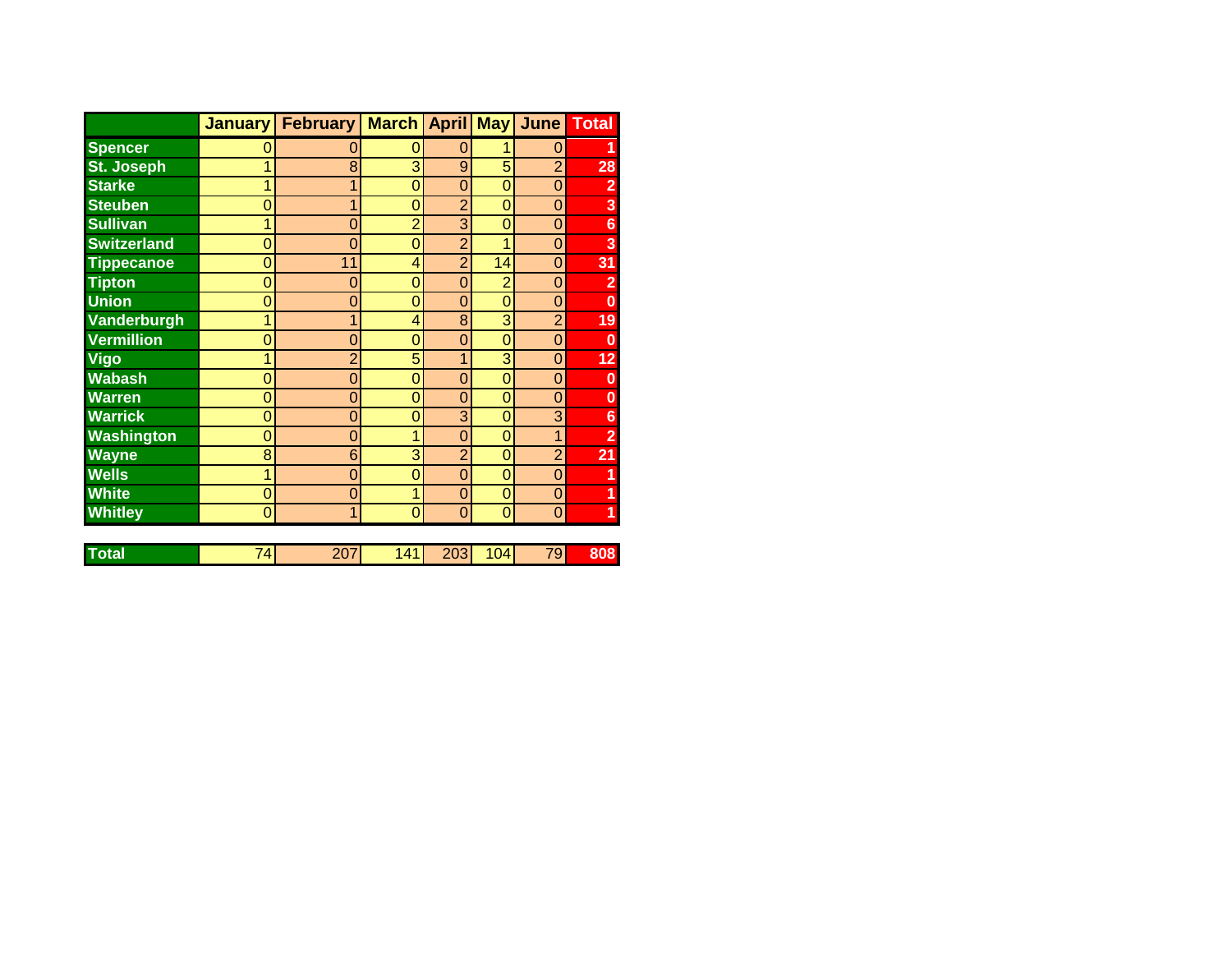| | January | February | March | April | May | June | Total |
|---|---|---|---|---|---|---|---|
| Spencer | 0 | 0 | 0 | 0 | 1 | 0 | 1 |
| St. Joseph | 1 | 8 | 3 | 9 | 5 | 2 | 28 |
| Starke | 1 | 1 | 0 | 0 | 0 | 0 | 2 |
| Steuben | 0 | 1 | 0 | 2 | 0 | 0 | 3 |
| Sullivan | 1 | 0 | 2 | 3 | 0 | 0 | 6 |
| Switzerland | 0 | 0 | 0 | 2 | 1 | 0 | 3 |
| Tippecanoe | 0 | 11 | 4 | 2 | 14 | 0 | 31 |
| Tipton | 0 | 0 | 0 | 0 | 2 | 0 | 2 |
| Union | 0 | 0 | 0 | 0 | 0 | 0 | 0 |
| Vanderburgh | 1 | 1 | 4 | 8 | 3 | 2 | 19 |
| Vermillion | 0 | 0 | 0 | 0 | 0 | 0 | 0 |
| Vigo | 1 | 2 | 5 | 1 | 3 | 0 | 12 |
| Wabash | 0 | 0 | 0 | 0 | 0 | 0 | 0 |
| Warren | 0 | 0 | 0 | 0 | 0 | 0 | 0 |
| Warrick | 0 | 0 | 0 | 3 | 0 | 3 | 6 |
| Washington | 0 | 0 | 1 | 0 | 0 | 1 | 2 |
| Wayne | 8 | 6 | 3 | 2 | 0 | 2 | 21 |
| Wells | 1 | 0 | 0 | 0 | 0 | 0 | 1 |
| White | 0 | 0 | 1 | 0 | 0 | 0 | 1 |
| Whitley | 0 | 1 | 0 | 0 | 0 | 0 | 1 |
| Total | 74 | 207 | 141 | 203 | 104 | 79 | 808 |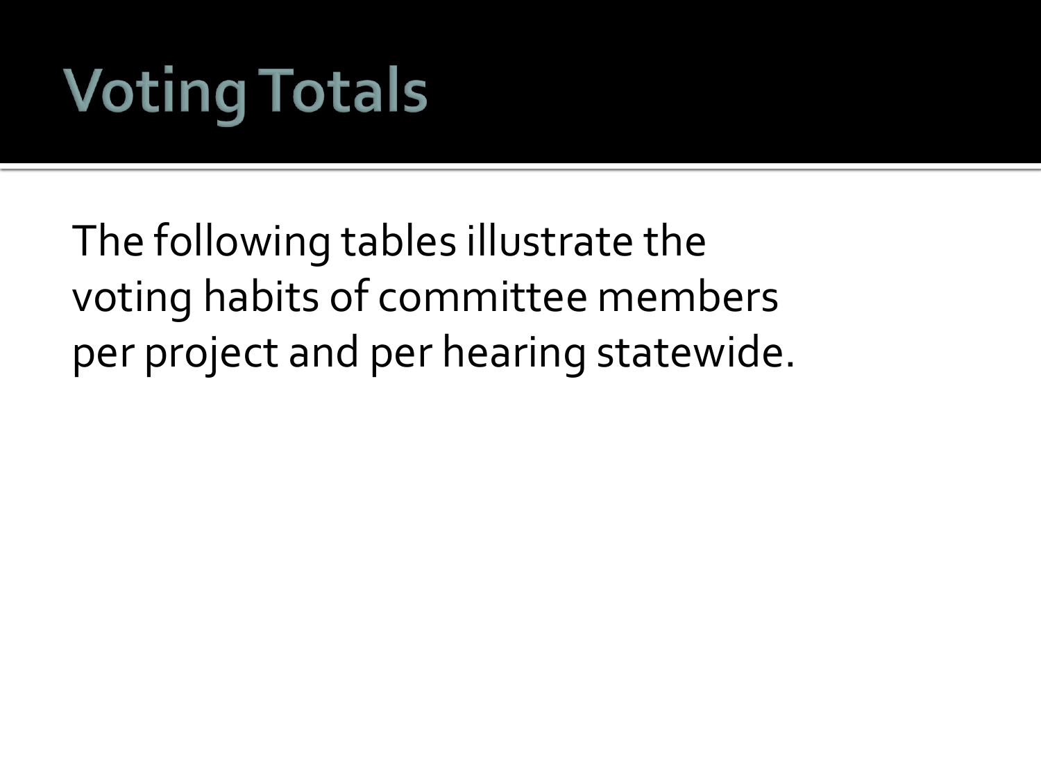# Voting Totals

The following tables illustrate the voting habits of committee members per project and per hearing statewide.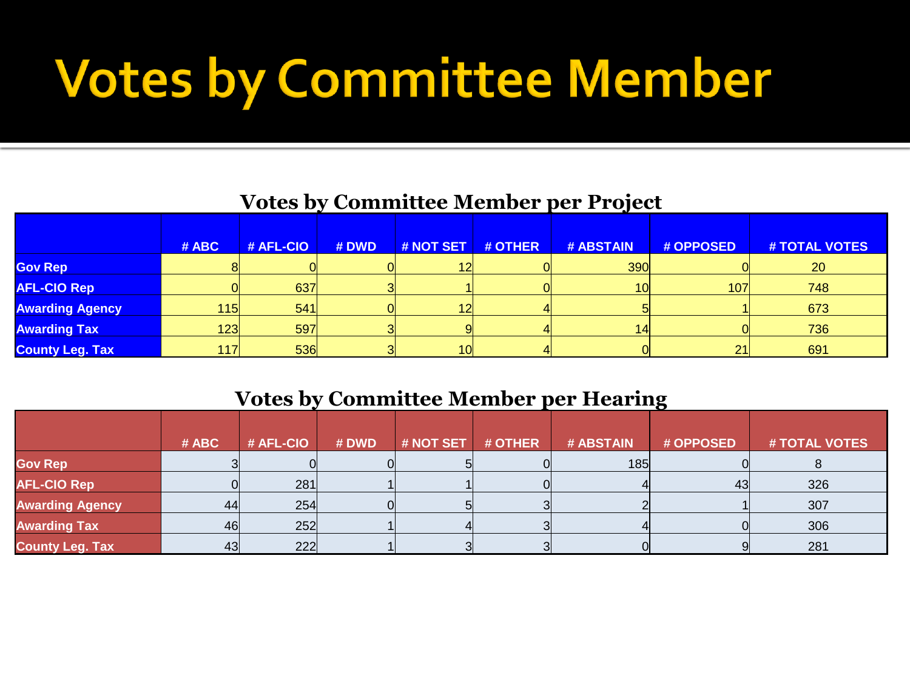# Votes by Committee Member

## Votes by Committee Member per Project

| | # ABC | # AFL-CIO | # DWD | # NOT SET | # OTHER | # ABSTAIN | # OPPOSED | # TOTAL VOTES |
|---|---|---|---|---|---|---|---|---|
| Gov Rep | 8 | 0 | 0 | 12 | 0 | 390 | 0 | 20 |
| AFL-CIO Rep | 0 | 637 | 3 | 1 | 0 | 10 | 107 | 748 |
| Awarding Agency | 115 | 541 | 0 | 12 | 4 | 5 | 1 | 673 |
| Awarding Tax | 123 | 597 | 3 | 9 | 4 | 14 | 0 | 736 |
| County Leg. Tax | 117 | 536 | 3 | 10 | 4 | 0 | 21 | 691 |

## Votes by Committee Member per Hearing

| | # ABC | # AFL-CIO | # DWD | # NOT SET | # OTHER | # ABSTAIN | # OPPOSED | # TOTAL VOTES |
|---|---|---|---|---|---|---|---|---|
| Gov Rep | 3 | 0 | 0 | 5 | 0 | 185 | 0 | 8 |
| AFL-CIO Rep | 0 | 281 | 1 | 1 | 0 | 4 | 43 | 326 |
| Awarding Agency | 44 | 254 | 0 | 5 | 3 | 2 | 1 | 307 |
| Awarding Tax | 46 | 252 | 1 | 4 | 3 | 4 | 0 | 306 |
| County Leg. Tax | 43 | 222 | 1 | 3 | 3 | 0 | 9 | 281 |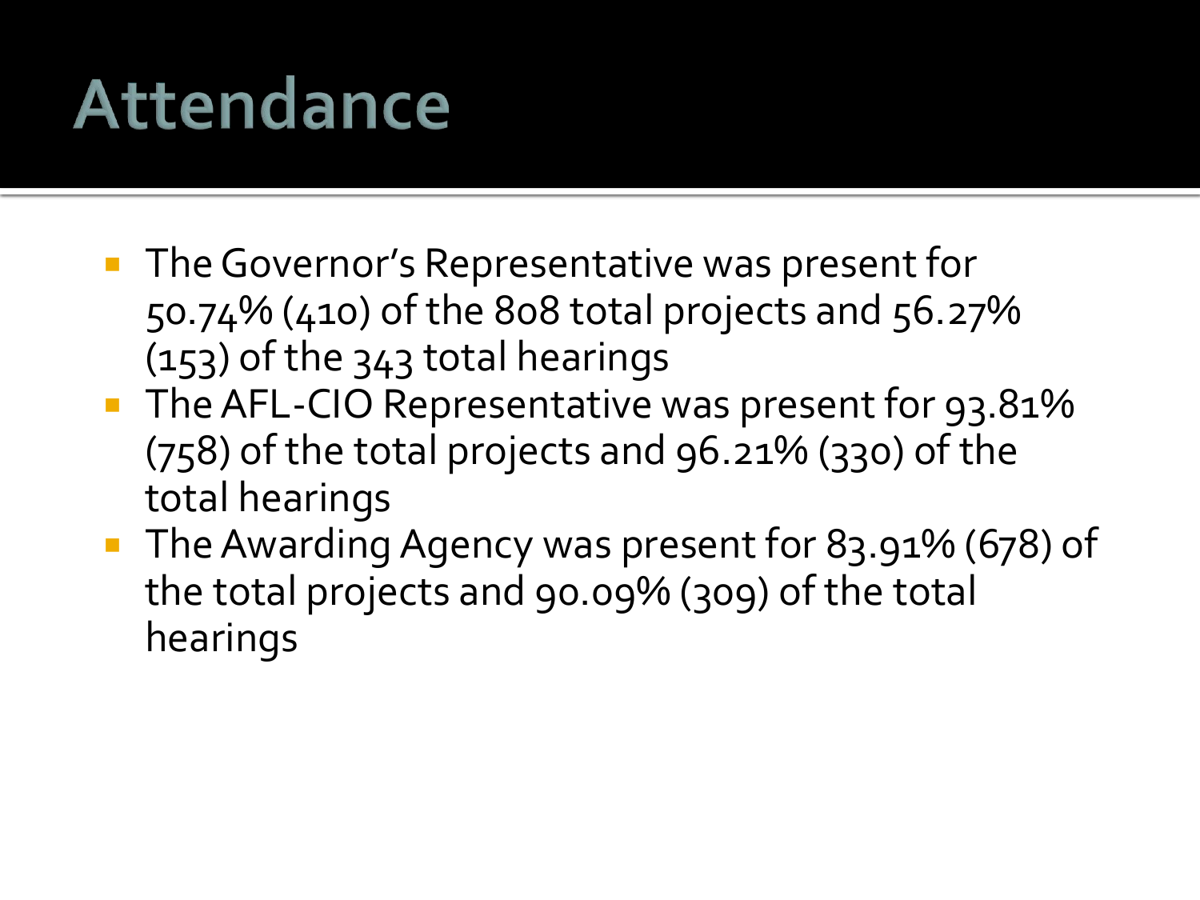# Attendance

- The Governor's Representative was present for 50.74% (410) of the 808 total projects and 56.27% (153) of the 343 total hearings
- The AFL-CIO Representative was present for 93.81% (758) of the total projects and 96.21% (330) of the total hearings
- The Awarding Agency was present for 83.91% (678) of the total projects and 90.09% (309) of the total hearings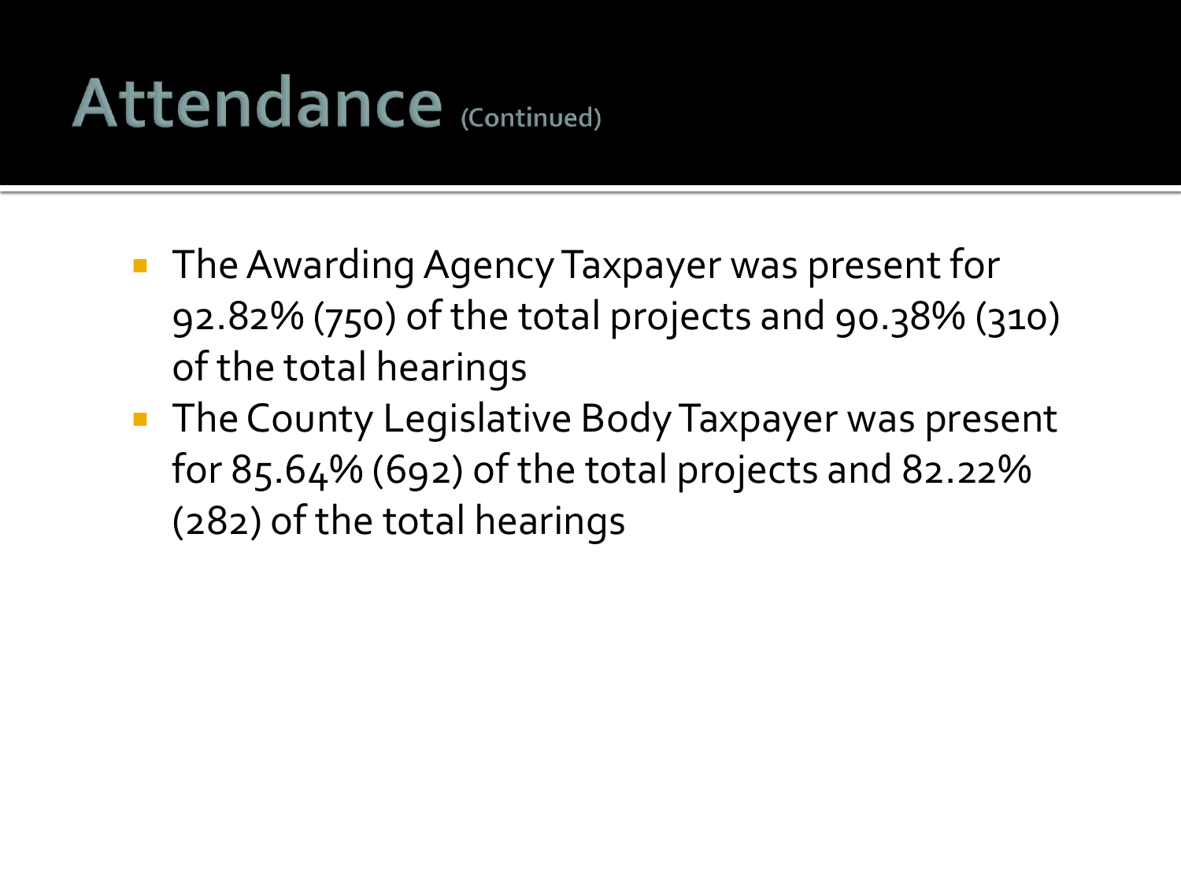# Attendance (Continued)

- The Awarding Agency Taxpayer was present for 92.82% (750) of the total projects and 90.38% (310) of the total hearings
- The County Legislative Body Taxpayer was present for 85.64% (692) of the total projects and 82.22% (282) of the total hearings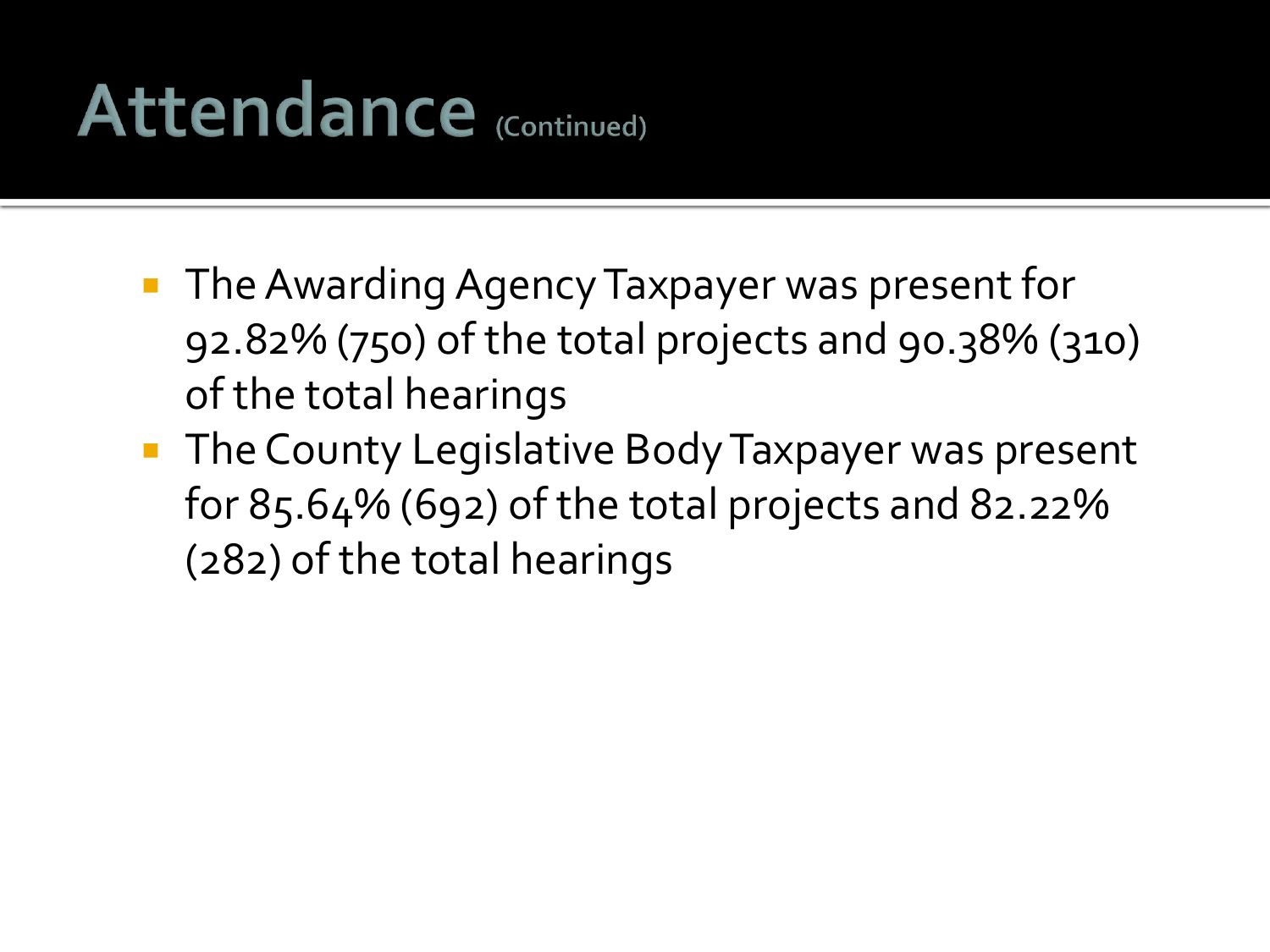# Attendance (Continued)

- The Awarding Agency Taxpayer was present for 92.82% (750) of the total projects and 90.38% (310) of the total hearings
- The County Legislative Body Taxpayer was present for 85.64% (692) of the total projects and 82.22% (282) of the total hearings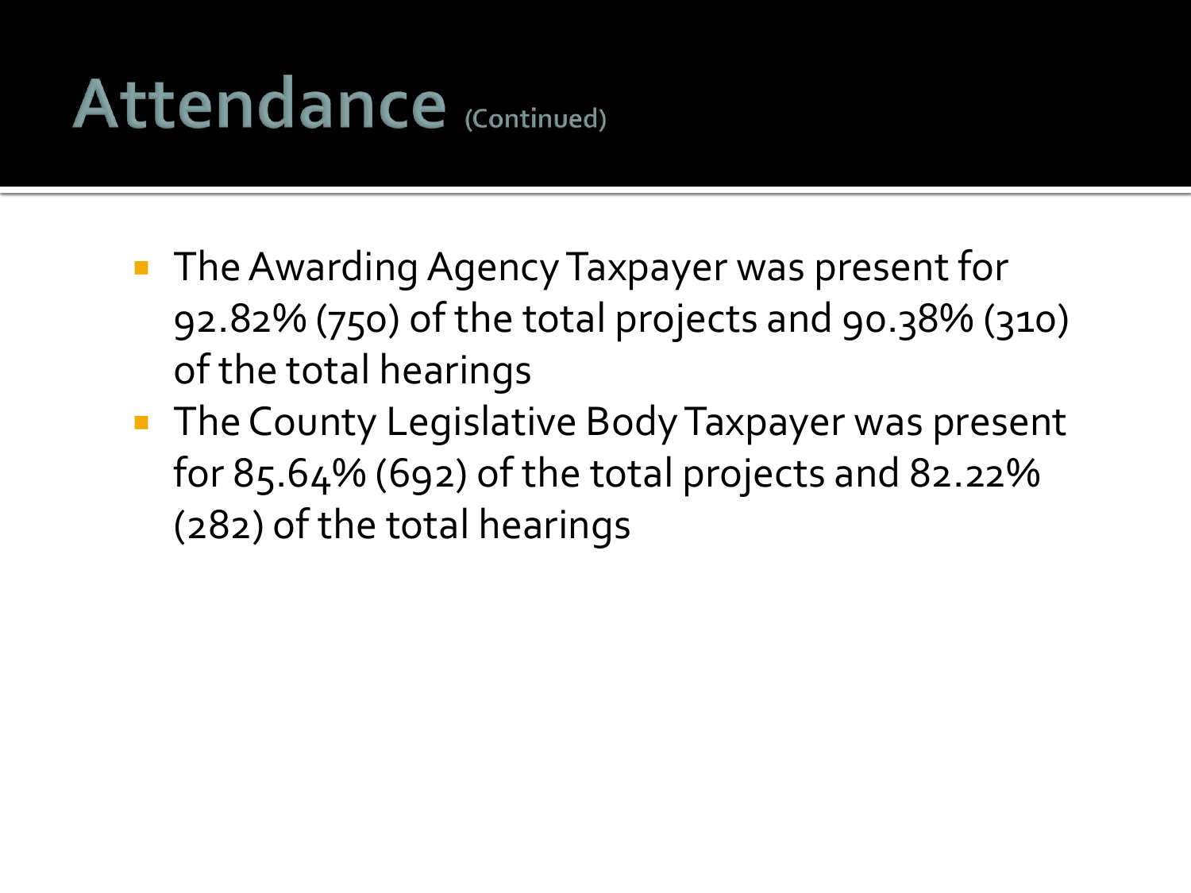# Attendance (Continued)

- The Awarding Agency Taxpayer was present for 92.82% (750) of the total projects and 90.38% (310) of the total hearings
- The County Legislative Body Taxpayer was present for 85.64% (692) of the total projects and 82.22% (282) of the total hearings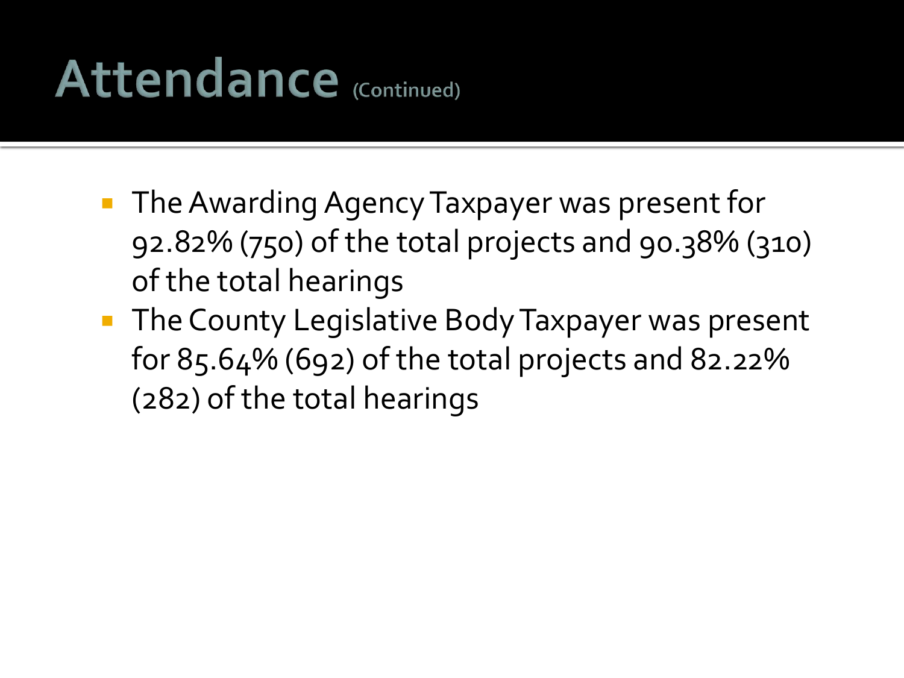# Attendance (Continued)

- The Awarding Agency Taxpayer was present for 92.82% (750) of the total projects and 90.38% (310) of the total hearings
- The County Legislative Body Taxpayer was present for 85.64% (692) of the total projects and 82.22% (282) of the total hearings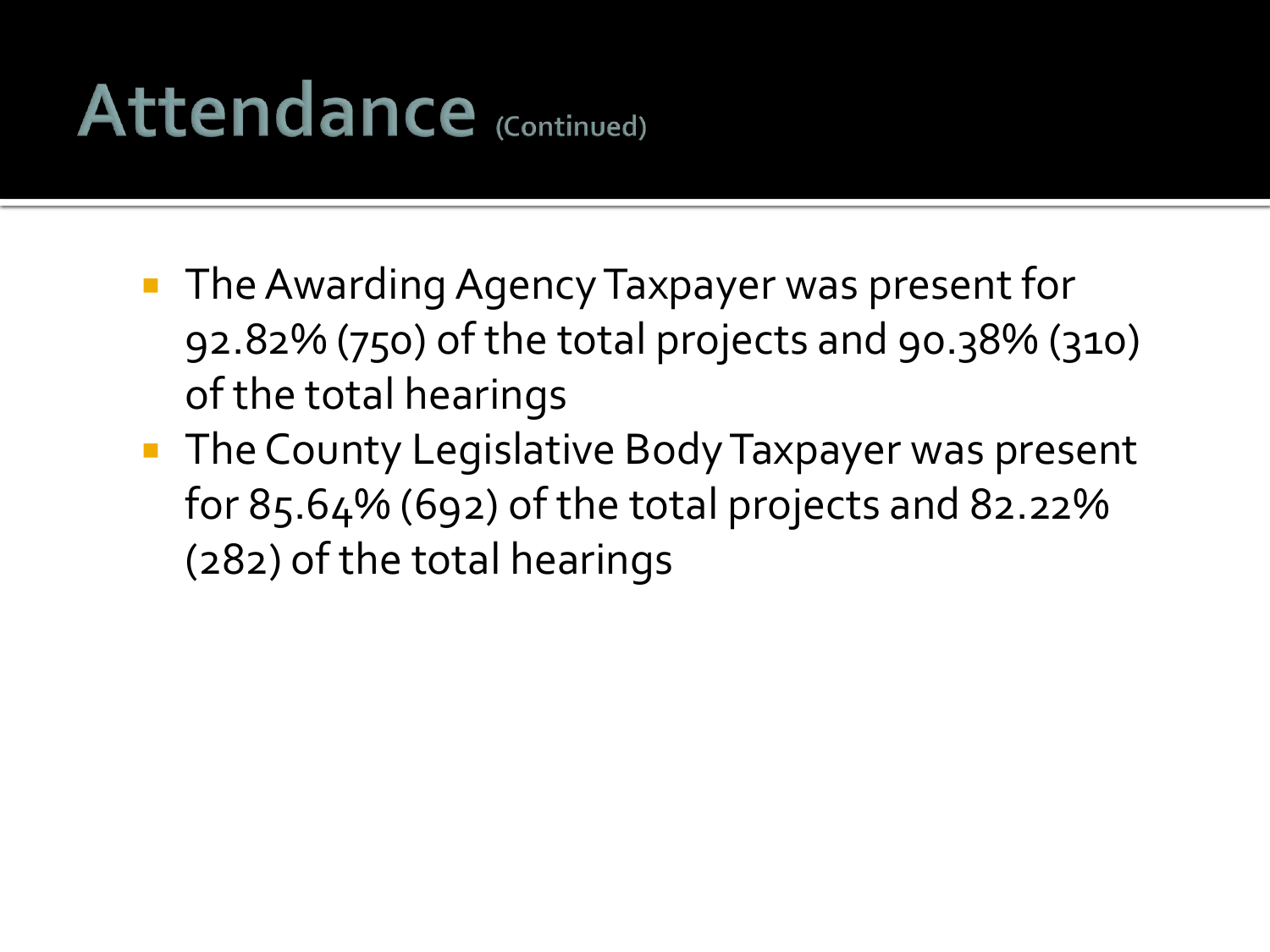# Attendance (Continued)

- The Awarding Agency Taxpayer was present for 92.82% (750) of the total projects and 90.38% (310) of the total hearings
- The County Legislative Body Taxpayer was present for 85.64% (692) of the total projects and 82.22% (282) of the total hearings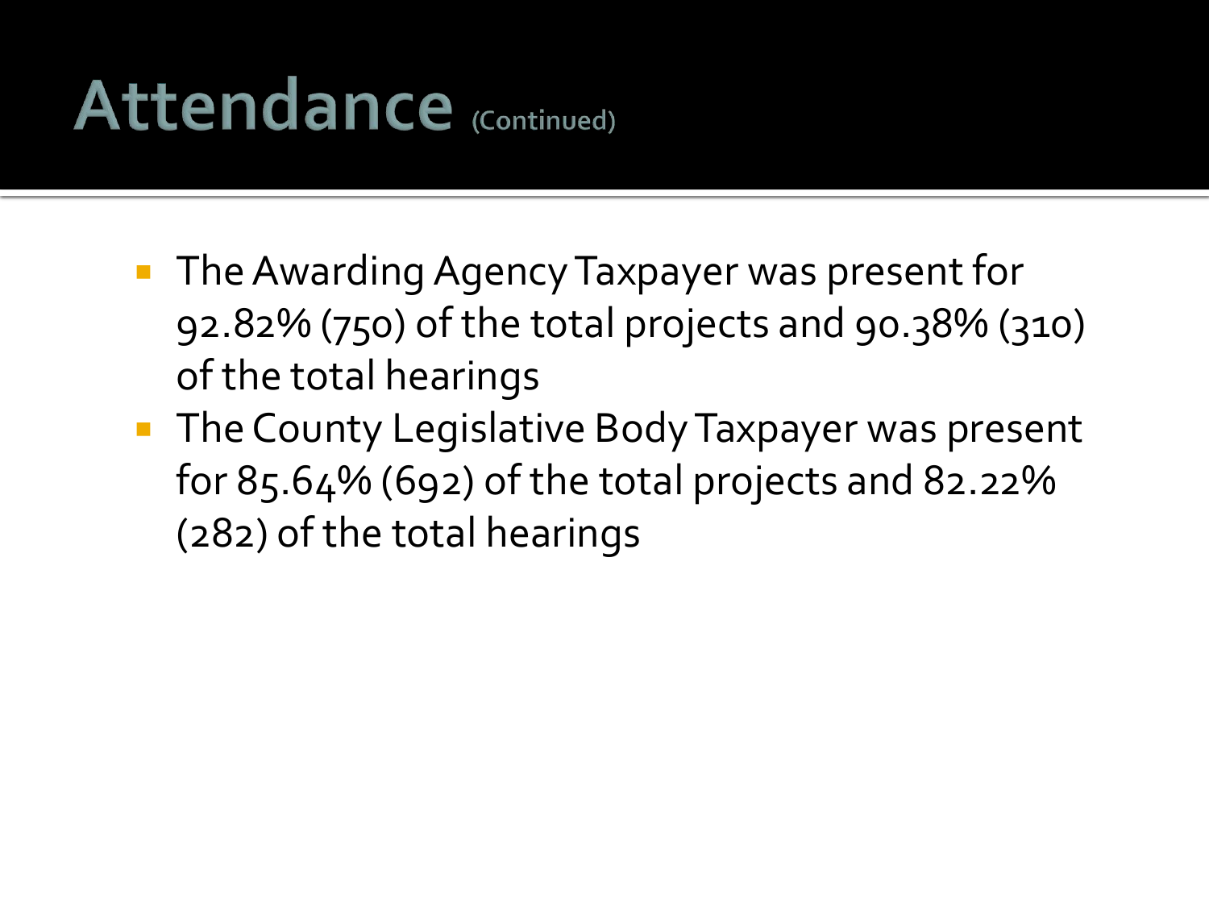# Attendance (Continued)

- The Awarding Agency Taxpayer was present for 92.82% (750) of the total projects and 90.38% (310) of the total hearings
- The County Legislative Body Taxpayer was present for 85.64% (692) of the total projects and 82.22% (282) of the total hearings